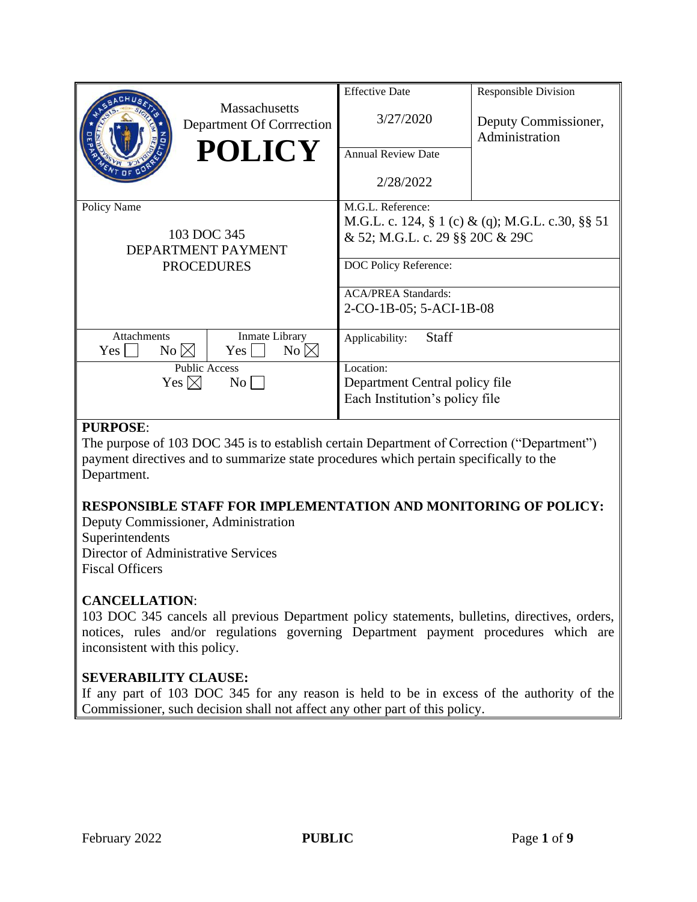| Massachusetts Department Of Correction **POLICY** | Effective Date<br>3/27/2020 | Responsible Division<br>Deputy Commissioner, Administration |
|---|---|---|
| | Annual Review Date<br>2/28/2022 | |
| Policy Name<br>103 DOC 345<br>DEPARTMENT PAYMENT PROCEDURES | M.G.L. Reference:<br>M.G.L. c. 124, § 1 (c) & (q); M.G.L. c.30, §§ 51 & 52; M.G.L. c. 29 §§ 20C & 29C | |
| | DOC Policy Reference: | |
| | ACA/PREA Standards:<br>2-CO-1B-05; 5-ACI-1B-08 | |
| Attachments: Yes ☐ No ☒ / Inmate Library: Yes ☐ No ☒ | Applicability: Staff | |
| Public Access: Yes ☒ No ☐ | Location:<br>Department Central policy file<br>Each Institution's policy file | |

**PURPOSE**:

The purpose of 103 DOC 345 is to establish certain Department of Correction ("Department") payment directives and to summarize state procedures which pertain specifically to the Department.

**RESPONSIBLE STAFF FOR IMPLEMENTATION AND MONITORING OF POLICY:**

Deputy Commissioner, Administration
Superintendents
Director of Administrative Services
Fiscal Officers

**CANCELLATION**:

103 DOC 345 cancels all previous Department policy statements, bulletins, directives, orders, notices, rules and/or regulations governing Department payment procedures which are inconsistent with this policy.

**SEVERABILITY CLAUSE:**

If any part of 103 DOC 345 for any reason is held to be in excess of the authority of the Commissioner, such decision shall not affect any other part of this policy.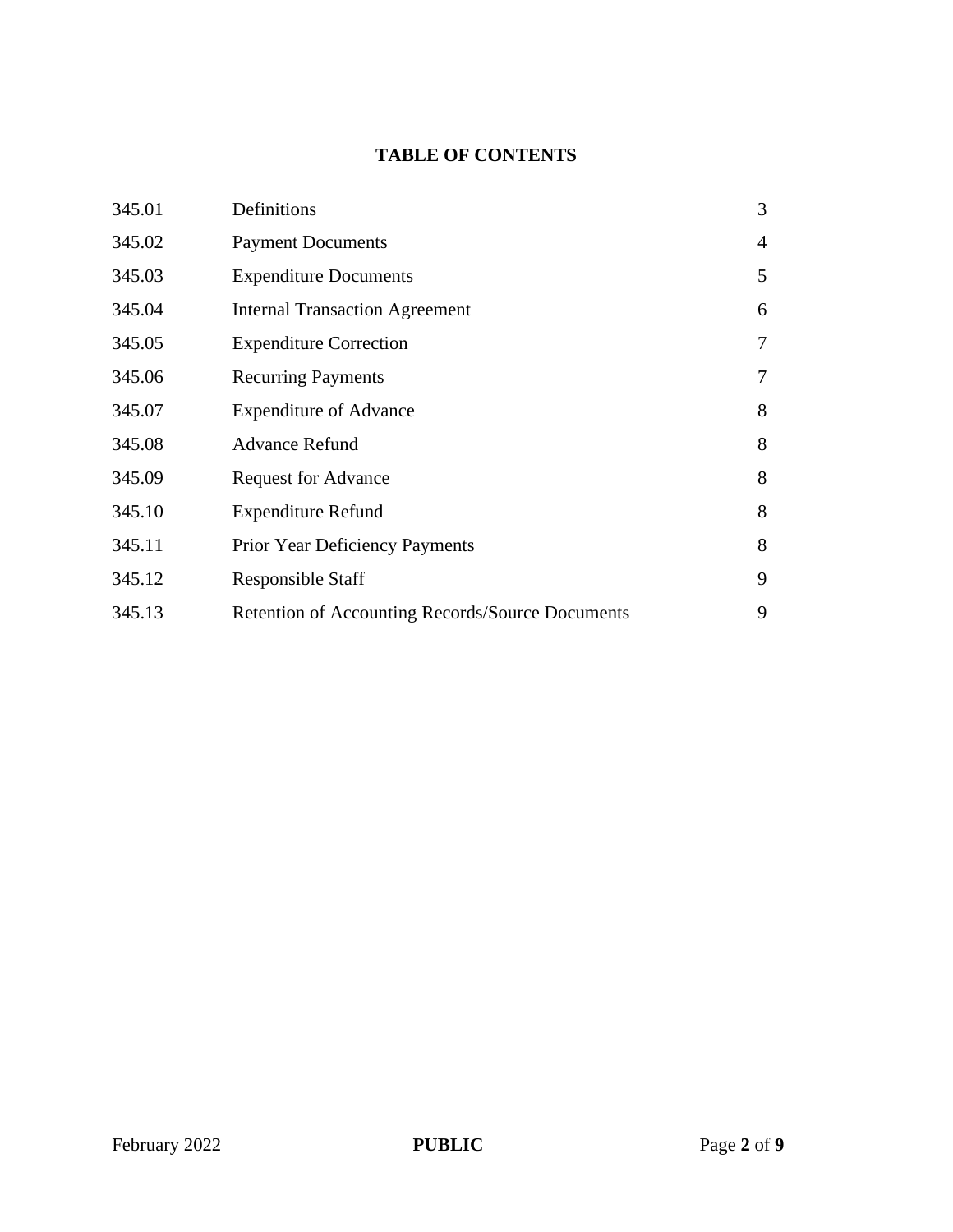## TABLE OF CONTENTS

| | | |
|---|---|---|
| 345.01 | Definitions | 3 |
| 345.02 | Payment Documents | 4 |
| 345.03 | Expenditure Documents | 5 |
| 345.04 | Internal Transaction Agreement | 6 |
| 345.05 | Expenditure Correction | 7 |
| 345.06 | Recurring Payments | 7 |
| 345.07 | Expenditure of Advance | 8 |
| 345.08 | Advance Refund | 8 |
| 345.09 | Request for Advance | 8 |
| 345.10 | Expenditure Refund | 8 |
| 345.11 | Prior Year Deficiency Payments | 8 |
| 345.12 | Responsible Staff | 9 |
| 345.13 | Retention of Accounting Records/Source Documents | 9 |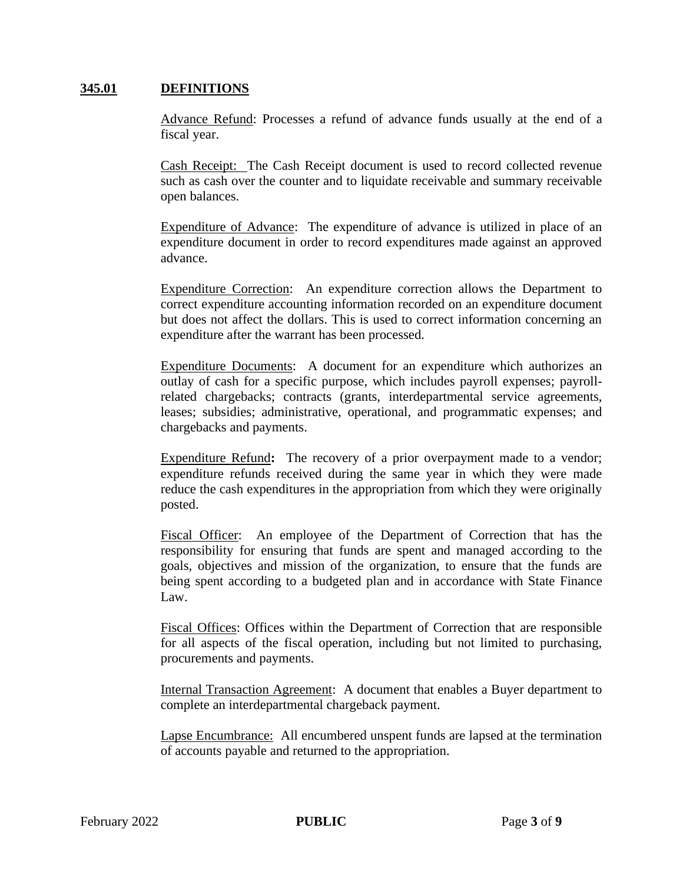## 345.01 DEFINITIONS

Advance Refund: Processes a refund of advance funds usually at the end of a fiscal year.

Cash Receipt: The Cash Receipt document is used to record collected revenue such as cash over the counter and to liquidate receivable and summary receivable open balances.

Expenditure of Advance: The expenditure of advance is utilized in place of an expenditure document in order to record expenditures made against an approved advance.

Expenditure Correction: An expenditure correction allows the Department to correct expenditure accounting information recorded on an expenditure document but does not affect the dollars. This is used to correct information concerning an expenditure after the warrant has been processed.

Expenditure Documents: A document for an expenditure which authorizes an outlay of cash for a specific purpose, which includes payroll expenses; payroll-related chargebacks; contracts (grants, interdepartmental service agreements, leases; subsidies; administrative, operational, and programmatic expenses; and chargebacks and payments.

Expenditure Refund**:** The recovery of a prior overpayment made to a vendor; expenditure refunds received during the same year in which they were made reduce the cash expenditures in the appropriation from which they were originally posted.

Fiscal Officer: An employee of the Department of Correction that has the responsibility for ensuring that funds are spent and managed according to the goals, objectives and mission of the organization, to ensure that the funds are being spent according to a budgeted plan and in accordance with State Finance Law.

Fiscal Offices: Offices within the Department of Correction that are responsible for all aspects of the fiscal operation, including but not limited to purchasing, procurements and payments.

Internal Transaction Agreement: A document that enables a Buyer department to complete an interdepartmental chargeback payment.

Lapse Encumbrance: All encumbered unspent funds are lapsed at the termination of accounts payable and returned to the appropriation.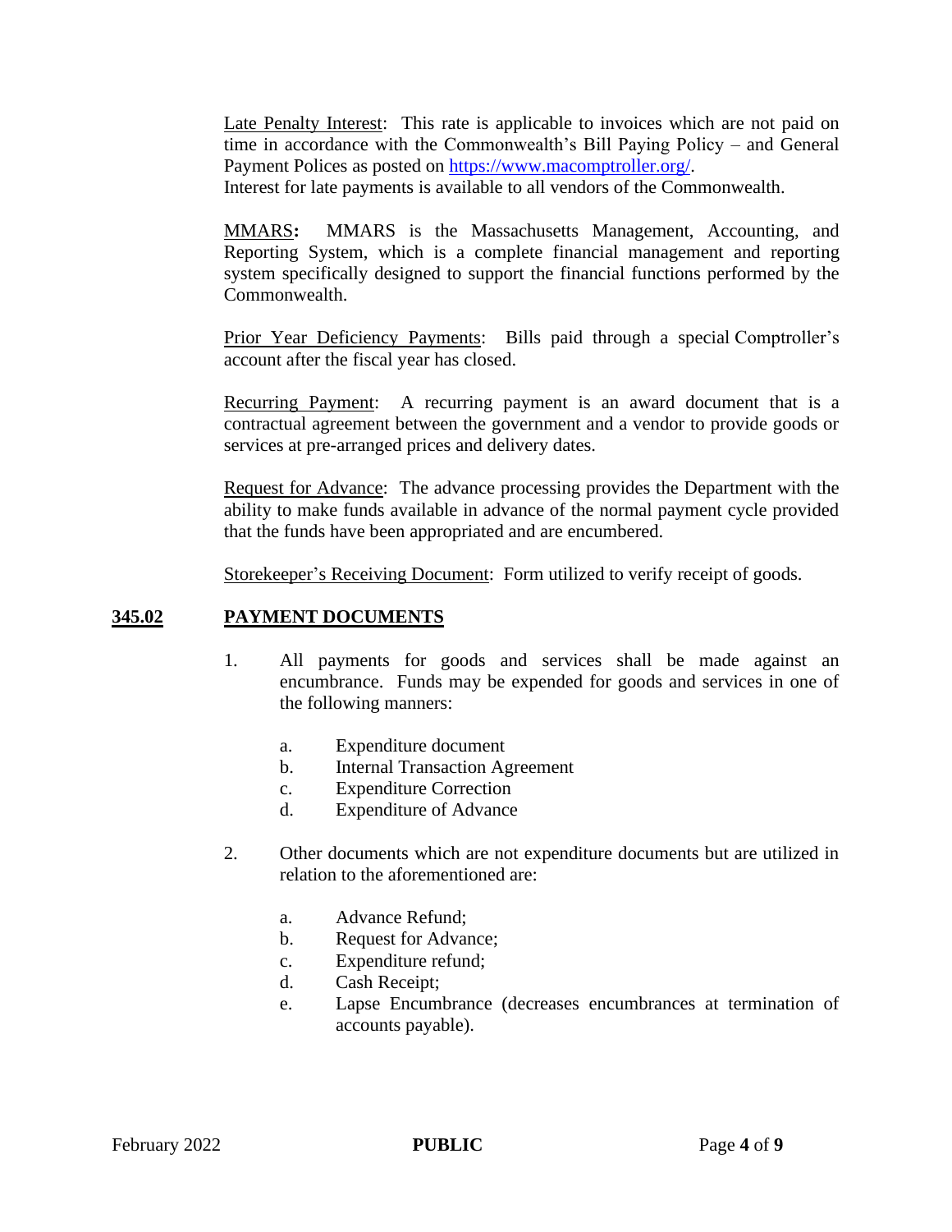Late Penalty Interest: This rate is applicable to invoices which are not paid on time in accordance with the Commonwealth's Bill Paying Policy – and General Payment Polices as posted on https://www.macomptroller.org/.
Interest for late payments is available to all vendors of the Commonwealth.

MMARS**:** MMARS is the Massachusetts Management, Accounting, and Reporting System, which is a complete financial management and reporting system specifically designed to support the financial functions performed by the Commonwealth.

Prior Year Deficiency Payments: Bills paid through a special Comptroller's account after the fiscal year has closed.

Recurring Payment: A recurring payment is an award document that is a contractual agreement between the government and a vendor to provide goods or services at pre-arranged prices and delivery dates.

Request for Advance: The advance processing provides the Department with the ability to make funds available in advance of the normal payment cycle provided that the funds have been appropriated and are encumbered.

Storekeeper's Receiving Document: Form utilized to verify receipt of goods.

## 345.02 PAYMENT DOCUMENTS

1. All payments for goods and services shall be made against an encumbrance. Funds may be expended for goods and services in one of the following manners:

   a. Expenditure document
   b. Internal Transaction Agreement
   c. Expenditure Correction
   d. Expenditure of Advance

2. Other documents which are not expenditure documents but are utilized in relation to the aforementioned are:

   a. Advance Refund;
   b. Request for Advance;
   c. Expenditure refund;
   d. Cash Receipt;
   e. Lapse Encumbrance (decreases encumbrances at termination of accounts payable).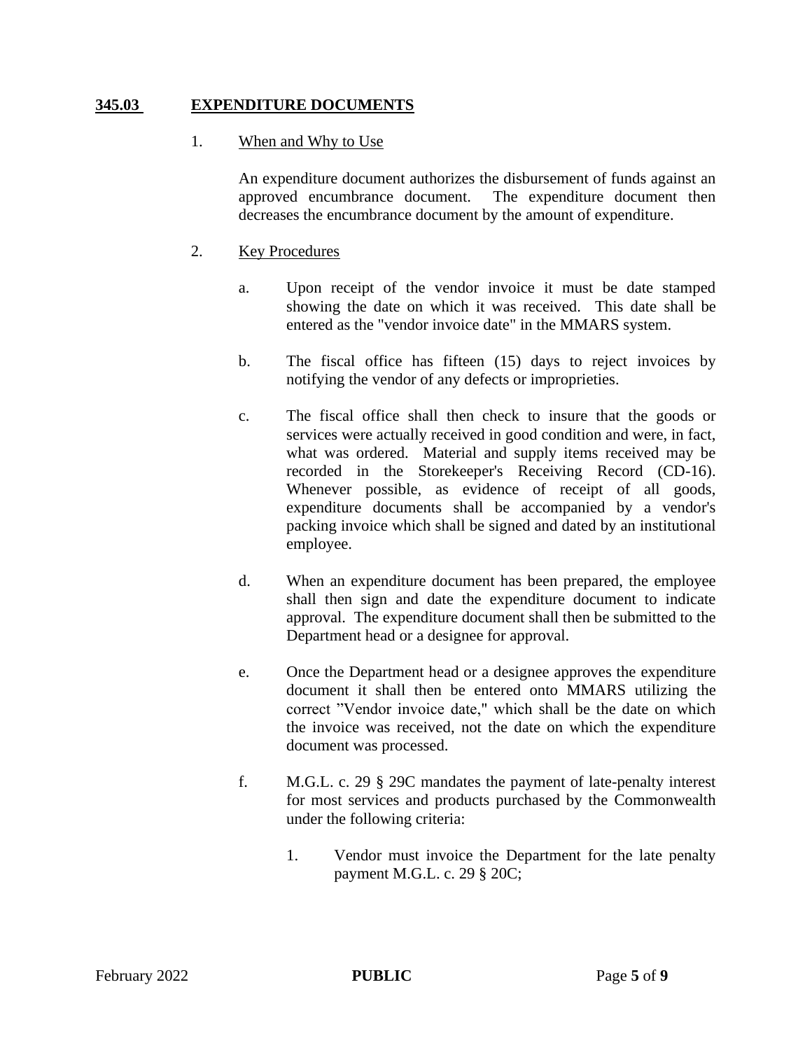## 345.03 EXPENDITURE DOCUMENTS

1. When and Why to Use

   An expenditure document authorizes the disbursement of funds against an approved encumbrance document. The expenditure document then decreases the encumbrance document by the amount of expenditure.

2. Key Procedures

   a. Upon receipt of the vendor invoice it must be date stamped showing the date on which it was received. This date shall be entered as the "vendor invoice date" in the MMARS system.

   b. The fiscal office has fifteen (15) days to reject invoices by notifying the vendor of any defects or improprieties.

   c. The fiscal office shall then check to insure that the goods or services were actually received in good condition and were, in fact, what was ordered. Material and supply items received may be recorded in the Storekeeper's Receiving Record (CD-16). Whenever possible, as evidence of receipt of all goods, expenditure documents shall be accompanied by a vendor's packing invoice which shall be signed and dated by an institutional employee.

   d. When an expenditure document has been prepared, the employee shall then sign and date the expenditure document to indicate approval. The expenditure document shall then be submitted to the Department head or a designee for approval.

   e. Once the Department head or a designee approves the expenditure document it shall then be entered onto MMARS utilizing the correct "Vendor invoice date," which shall be the date on which the invoice was received, not the date on which the expenditure document was processed.

   f. M.G.L. c. 29 § 29C mandates the payment of late-penalty interest for most services and products purchased by the Commonwealth under the following criteria:

      1. Vendor must invoice the Department for the late penalty payment M.G.L. c. 29 § 20C;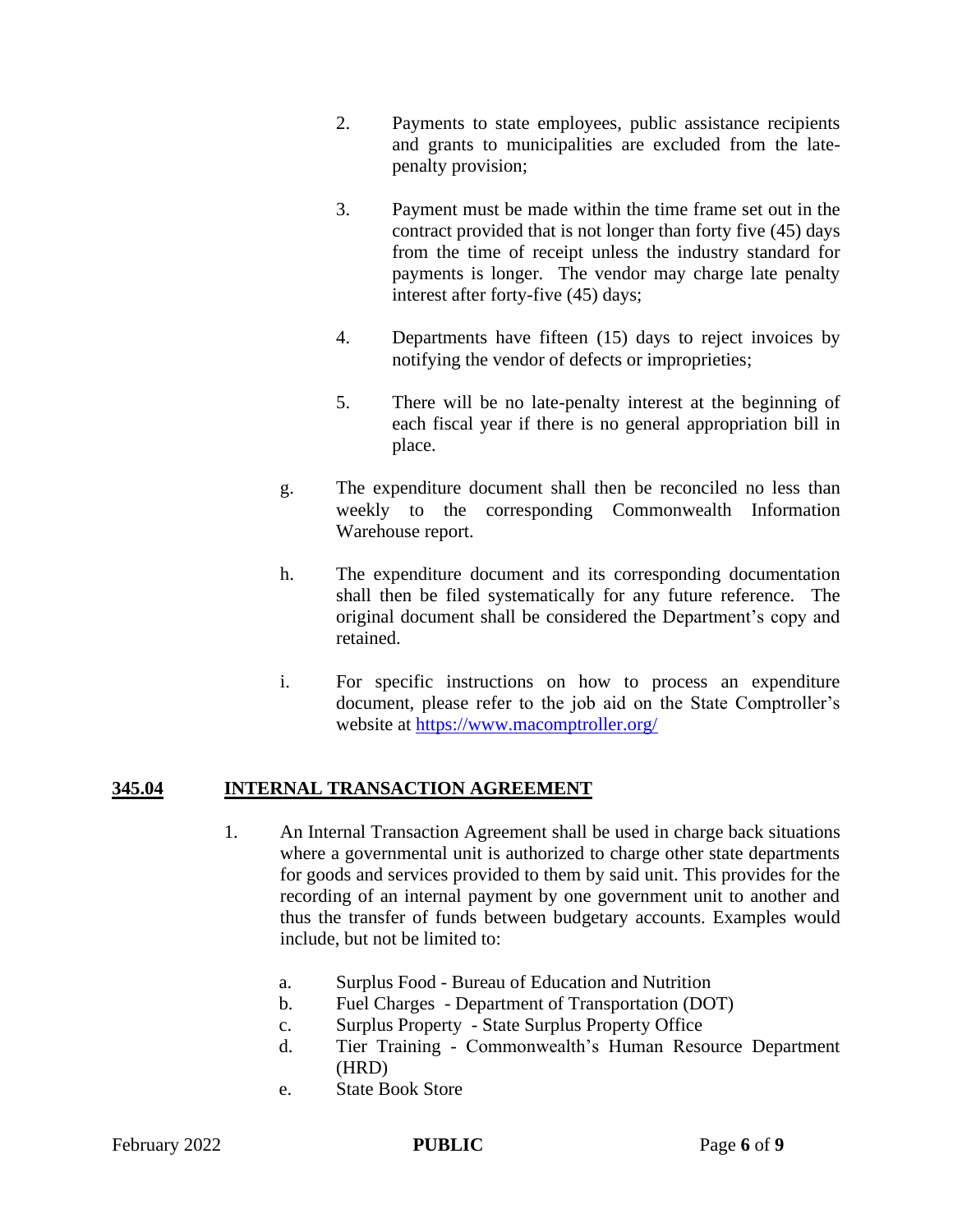2. Payments to state employees, public assistance recipients and grants to municipalities are excluded from the late-penalty provision;

3. Payment must be made within the time frame set out in the contract provided that is not longer than forty five (45) days from the time of receipt unless the industry standard for payments is longer. The vendor may charge late penalty interest after forty-five (45) days;

4. Departments have fifteen (15) days to reject invoices by notifying the vendor of defects or improprieties;

5. There will be no late-penalty interest at the beginning of each fiscal year if there is no general appropriation bill in place.

g. The expenditure document shall then be reconciled no less than weekly to the corresponding Commonwealth Information Warehouse report.

h. The expenditure document and its corresponding documentation shall then be filed systematically for any future reference. The original document shall be considered the Department's copy and retained.

i. For specific instructions on how to process an expenditure document, please refer to the job aid on the State Comptroller's website at [https://www.macomptroller.org/](https://www.macomptroller.org/)

## **345.04 INTERNAL TRANSACTION AGREEMENT**

1. An Internal Transaction Agreement shall be used in charge back situations where a governmental unit is authorized to charge other state departments for goods and services provided to them by said unit. This provides for the recording of an internal payment by one government unit to another and thus the transfer of funds between budgetary accounts. Examples would include, but not be limited to:

   a. Surplus Food - Bureau of Education and Nutrition
   b. Fuel Charges - Department of Transportation (DOT)
   c. Surplus Property - State Surplus Property Office
   d. Tier Training - Commonwealth's Human Resource Department (HRD)
   e. State Book Store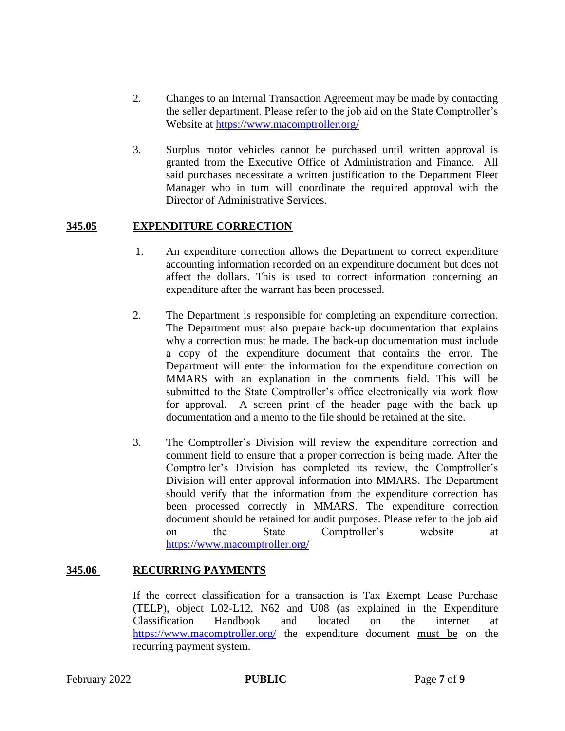2. Changes to an Internal Transaction Agreement may be made by contacting the seller department. Please refer to the job aid on the State Comptroller's Website at https://www.macomptroller.org/

3. Surplus motor vehicles cannot be purchased until written approval is granted from the Executive Office of Administration and Finance. All said purchases necessitate a written justification to the Department Fleet Manager who in turn will coordinate the required approval with the Director of Administrative Services.

## 345.05 EXPENDITURE CORRECTION

1. An expenditure correction allows the Department to correct expenditure accounting information recorded on an expenditure document but does not affect the dollars. This is used to correct information concerning an expenditure after the warrant has been processed.

2. The Department is responsible for completing an expenditure correction. The Department must also prepare back-up documentation that explains why a correction must be made. The back-up documentation must include a copy of the expenditure document that contains the error. The Department will enter the information for the expenditure correction on MMARS with an explanation in the comments field. This will be submitted to the State Comptroller's office electronically via work flow for approval. A screen print of the header page with the back up documentation and a memo to the file should be retained at the site.

3. The Comptroller's Division will review the expenditure correction and comment field to ensure that a proper correction is being made. After the Comptroller's Division has completed its review, the Comptroller's Division will enter approval information into MMARS. The Department should verify that the information from the expenditure correction has been processed correctly in MMARS. The expenditure correction document should be retained for audit purposes. Please refer to the job aid on the State Comptroller's website at https://www.macomptroller.org/

## 345.06 RECURRING PAYMENTS

If the correct classification for a transaction is Tax Exempt Lease Purchase (TELP), object L02-L12, N62 and U08 (as explained in the Expenditure Classification Handbook and located on the internet at https://www.macomptroller.org/ the expenditure document must be on the recurring payment system.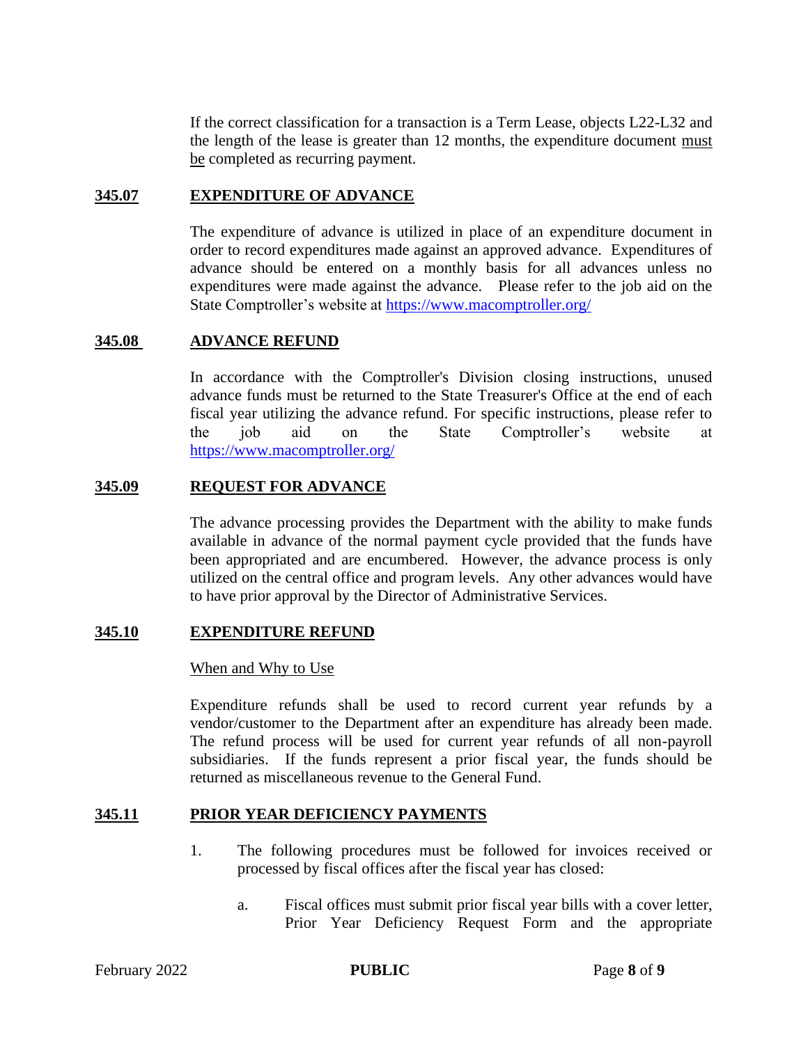If the correct classification for a transaction is a Term Lease, objects L22-L32 and the length of the lease is greater than 12 months, the expenditure document must be completed as recurring payment.

## 345.07 EXPENDITURE OF ADVANCE

The expenditure of advance is utilized in place of an expenditure document in order to record expenditures made against an approved advance. Expenditures of advance should be entered on a monthly basis for all advances unless no expenditures were made against the advance. Please refer to the job aid on the State Comptroller's website at https://www.macomptroller.org/

## 345.08 ADVANCE REFUND

In accordance with the Comptroller's Division closing instructions, unused advance funds must be returned to the State Treasurer's Office at the end of each fiscal year utilizing the advance refund. For specific instructions, please refer to the job aid on the State Comptroller's website at https://www.macomptroller.org/

## 345.09 REQUEST FOR ADVANCE

The advance processing provides the Department with the ability to make funds available in advance of the normal payment cycle provided that the funds have been appropriated and are encumbered. However, the advance process is only utilized on the central office and program levels. Any other advances would have to have prior approval by the Director of Administrative Services.

## 345.10 EXPENDITURE REFUND

When and Why to Use

Expenditure refunds shall be used to record current year refunds by a vendor/customer to the Department after an expenditure has already been made. The refund process will be used for current year refunds of all non-payroll subsidiaries. If the funds represent a prior fiscal year, the funds should be returned as miscellaneous revenue to the General Fund.

## 345.11 PRIOR YEAR DEFICIENCY PAYMENTS

1. The following procedures must be followed for invoices received or processed by fiscal offices after the fiscal year has closed:

   a. Fiscal offices must submit prior fiscal year bills with a cover letter, Prior Year Deficiency Request Form and the appropriate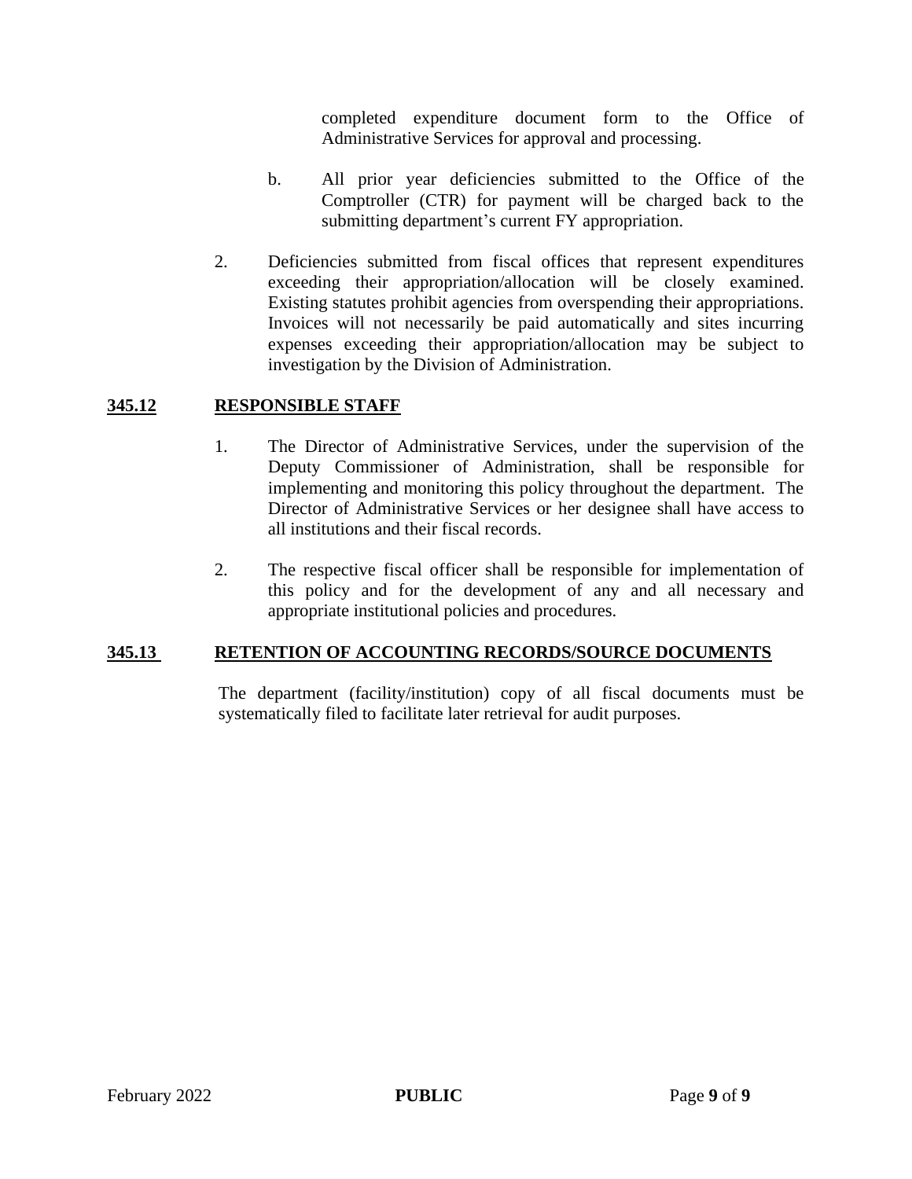completed expenditure document form to the Office of Administrative Services for approval and processing.

b. All prior year deficiencies submitted to the Office of the Comptroller (CTR) for payment will be charged back to the submitting department's current FY appropriation.

2. Deficiencies submitted from fiscal offices that represent expenditures exceeding their appropriation/allocation will be closely examined. Existing statutes prohibit agencies from overspending their appropriations. Invoices will not necessarily be paid automatically and sites incurring expenses exceeding their appropriation/allocation may be subject to investigation by the Division of Administration.

## 345.12 RESPONSIBLE STAFF

1. The Director of Administrative Services, under the supervision of the Deputy Commissioner of Administration, shall be responsible for implementing and monitoring this policy throughout the department. The Director of Administrative Services or her designee shall have access to all institutions and their fiscal records.

2. The respective fiscal officer shall be responsible for implementation of this policy and for the development of any and all necessary and appropriate institutional policies and procedures.

## 345.13 RETENTION OF ACCOUNTING RECORDS/SOURCE DOCUMENTS

The department (facility/institution) copy of all fiscal documents must be systematically filed to facilitate later retrieval for audit purposes.